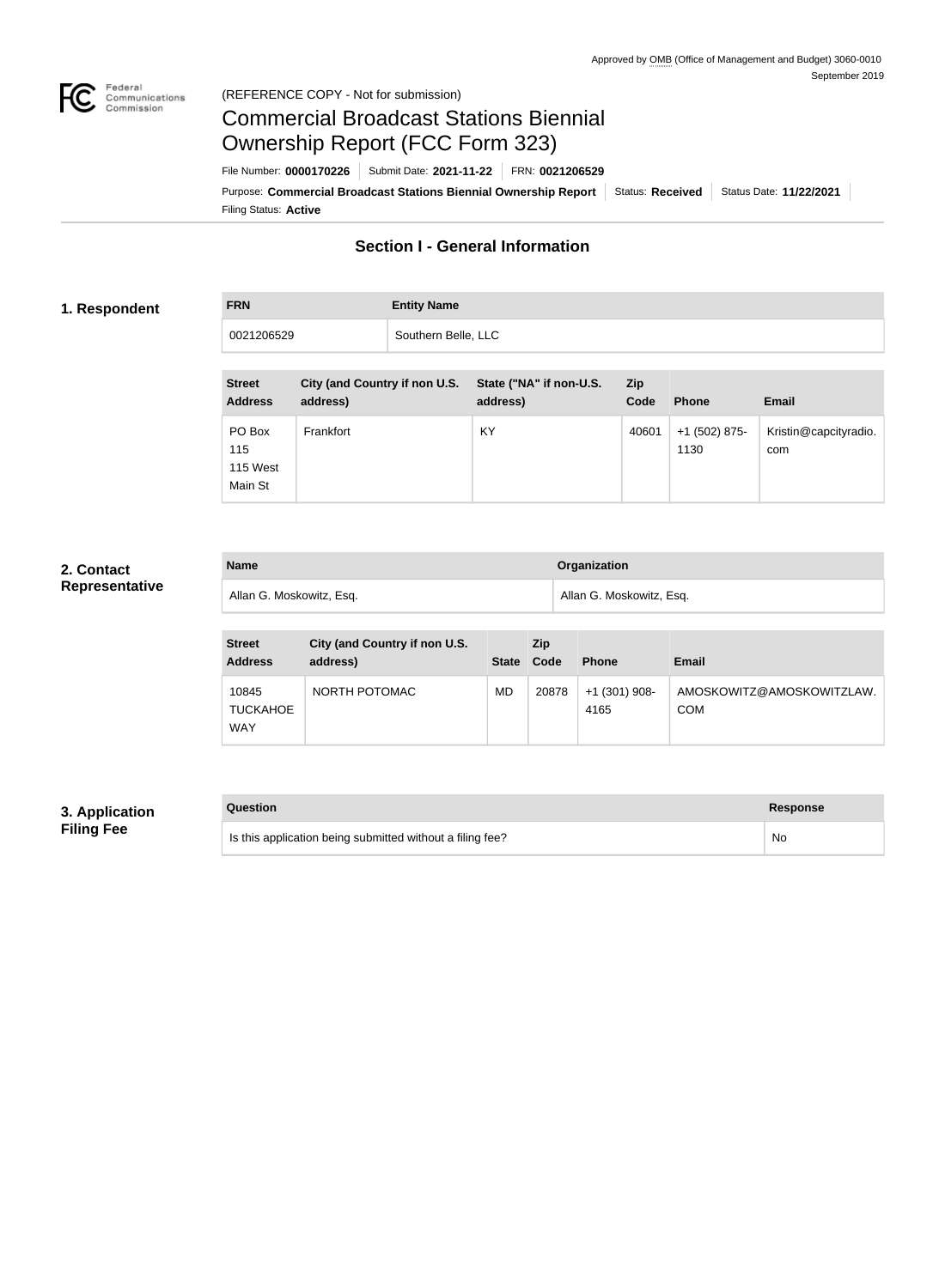Approved by OMB (Office of Management and Budget) 3060-0010
September 2019

(REFERENCE COPY - Not for submission)

# Commercial Broadcast Stations Biennial Ownership Report (FCC Form 323)

File Number: **0000170226** | Submit Date: **2021-11-22** | FRN: **0021206529**

Purpose: **Commercial Broadcast Stations Biennial Ownership Report** | Status: **Received** | Status Date: **11/22/2021**

Filing Status: **Active**

## Section I - General Information

### 1. Respondent

| FRN | Entity Name |
| --- | --- |
| 0021206529 | Southern Belle, LLC |

| Street Address | City (and Country if non U.S. address) | State ("NA" if non-U.S. address) | Zip Code | Phone | Email |
| --- | --- | --- | --- | --- | --- |
| PO Box 115 115 West Main St | Frankfort | KY | 40601 | +1 (502) 875-1130 | Kristin@capcityradio.com |

### 2. Contact Representative

| Name | Organization |
| --- | --- |
| Allan G. Moskowitz, Esq. | Allan G. Moskowitz, Esq. |

| Street Address | City (and Country if non U.S. address) | State | Zip Code | Phone | Email |
| --- | --- | --- | --- | --- | --- |
| 10845 TUCKAHOE WAY | NORTH POTOMAC | MD | 20878 | +1 (301) 908-4165 | AMOSKOWITZ@AMOSKOWITZLAW.COM |

### 3. Application Filing Fee

| Question | Response |
| --- | --- |
| Is this application being submitted without a filing fee? | No |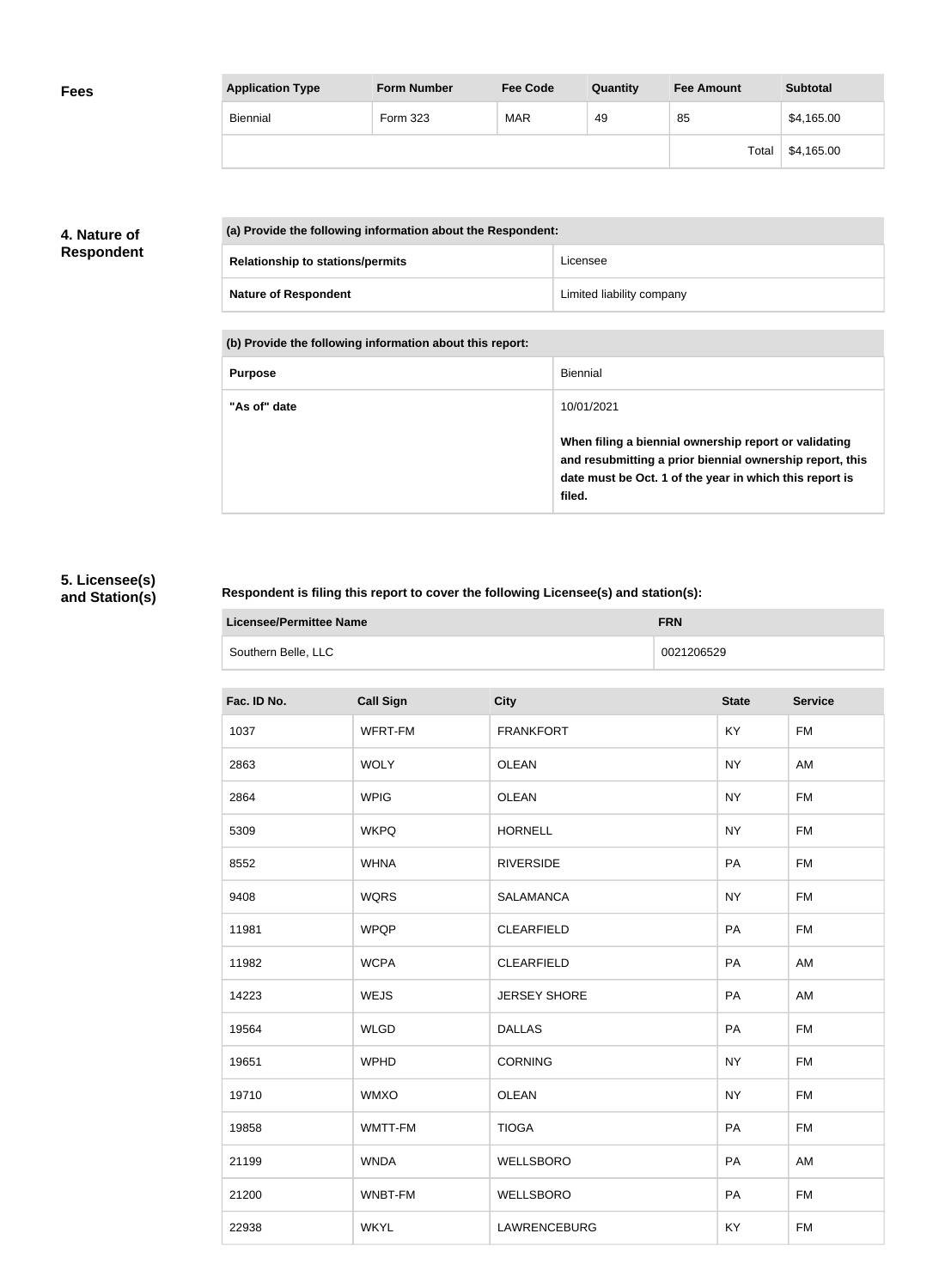## Fees

| Application Type | Form Number | Fee Code | Quantity | Fee Amount | Subtotal |
|---|---|---|---|---|---|
| Biennial | Form 323 | MAR | 49 | 85 | $4,165.00 |
| | | | | Total | $4,165.00 |

## 4. Nature of Respondent

| (a) Provide the following information about the Respondent: | |
|---|---|
| **Relationship to stations/permits** | Licensee |
| **Nature of Respondent** | Limited liability company |

| (b) Provide the following information about this report: | |
|---|---|
| **Purpose** | Biennial |
| **"As of" date** | 10/01/2021<br><br>**When filing a biennial ownership report or validating and resubmitting a prior biennial ownership report, this date must be Oct. 1 of the year in which this report is filed.** |

## 5. Licensee(s) and Station(s)

**Respondent is filing this report to cover the following Licensee(s) and station(s):**

| Licensee/Permittee Name | FRN |
|---|---|
| Southern Belle, LLC | 0021206529 |

| Fac. ID No. | Call Sign | City | State | Service |
|---|---|---|---|---|
| 1037 | WFRT-FM | FRANKFORT | KY | FM |
| 2863 | WOLY | OLEAN | NY | AM |
| 2864 | WPIG | OLEAN | NY | FM |
| 5309 | WKPQ | HORNELL | NY | FM |
| 8552 | WHNA | RIVERSIDE | PA | FM |
| 9408 | WQRS | SALAMANCA | NY | FM |
| 11981 | WPQP | CLEARFIELD | PA | FM |
| 11982 | WCPA | CLEARFIELD | PA | AM |
| 14223 | WEJS | JERSEY SHORE | PA | AM |
| 19564 | WLGD | DALLAS | PA | FM |
| 19651 | WPHD | CORNING | NY | FM |
| 19710 | WMXO | OLEAN | NY | FM |
| 19858 | WMTT-FM | TIOGA | PA | FM |
| 21199 | WNDA | WELLSBORO | PA | AM |
| 21200 | WNBT-FM | WELLSBORO | PA | FM |
| 22938 | WKYL | LAWRENCEBURG | KY | FM |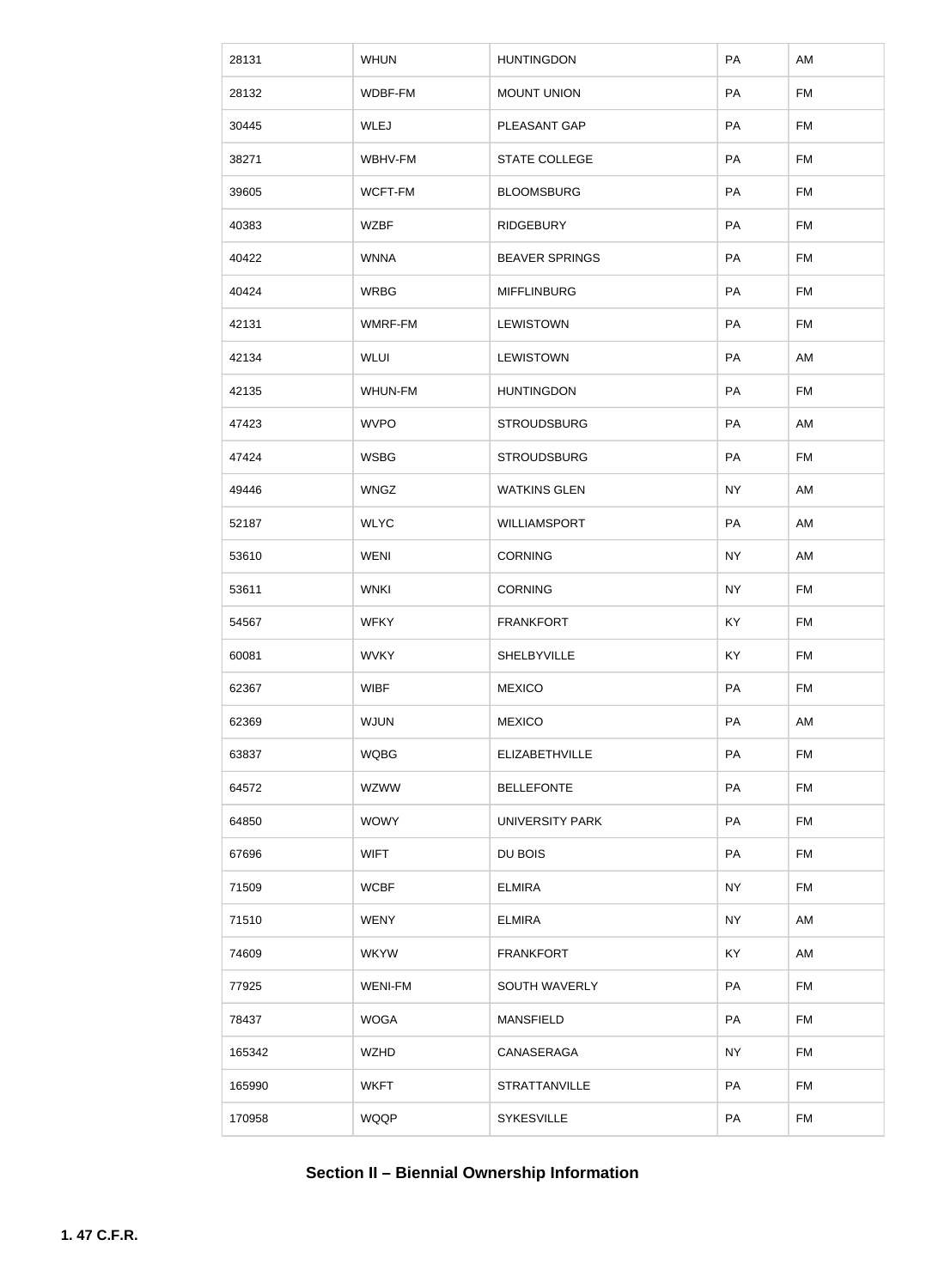| 28131 | WHUN | HUNTINGDON | PA | AM |
|---|---|---|---|---|
| 28132 | WDBF-FM | MOUNT UNION | PA | FM |
| 30445 | WLEJ | PLEASANT GAP | PA | FM |
| 38271 | WBHV-FM | STATE COLLEGE | PA | FM |
| 39605 | WCFT-FM | BLOOMSBURG | PA | FM |
| 40383 | WZBF | RIDGEBURY | PA | FM |
| 40422 | WNNA | BEAVER SPRINGS | PA | FM |
| 40424 | WRBG | MIFFLINBURG | PA | FM |
| 42131 | WMRF-FM | LEWISTOWN | PA | FM |
| 42134 | WLUI | LEWISTOWN | PA | AM |
| 42135 | WHUN-FM | HUNTINGDON | PA | FM |
| 47423 | WVPO | STROUDSBURG | PA | AM |
| 47424 | WSBG | STROUDSBURG | PA | FM |
| 49446 | WNGZ | WATKINS GLEN | NY | AM |
| 52187 | WLYC | WILLIAMSPORT | PA | AM |
| 53610 | WENI | CORNING | NY | AM |
| 53611 | WNKI | CORNING | NY | FM |
| 54567 | WFKY | FRANKFORT | KY | FM |
| 60081 | WVKY | SHELBYVILLE | KY | FM |
| 62367 | WIBF | MEXICO | PA | FM |
| 62369 | WJUN | MEXICO | PA | AM |
| 63837 | WQBG | ELIZABETHVILLE | PA | FM |
| 64572 | WZWW | BELLEFONTE | PA | FM |
| 64850 | WOWY | UNIVERSITY PARK | PA | FM |
| 67696 | WIFT | DU BOIS | PA | FM |
| 71509 | WCBF | ELMIRA | NY | FM |
| 71510 | WENY | ELMIRA | NY | AM |
| 74609 | WKYW | FRANKFORT | KY | AM |
| 77925 | WENI-FM | SOUTH WAVERLY | PA | FM |
| 78437 | WOGA | MANSFIELD | PA | FM |
| 165342 | WZHD | CANASERAGA | NY | FM |
| 165990 | WKFT | STRATTANVILLE | PA | FM |
| 170958 | WQQP | SYKESVILLE | PA | FM |

## Section II – Biennial Ownership Information

**1. 47 C.F.R.**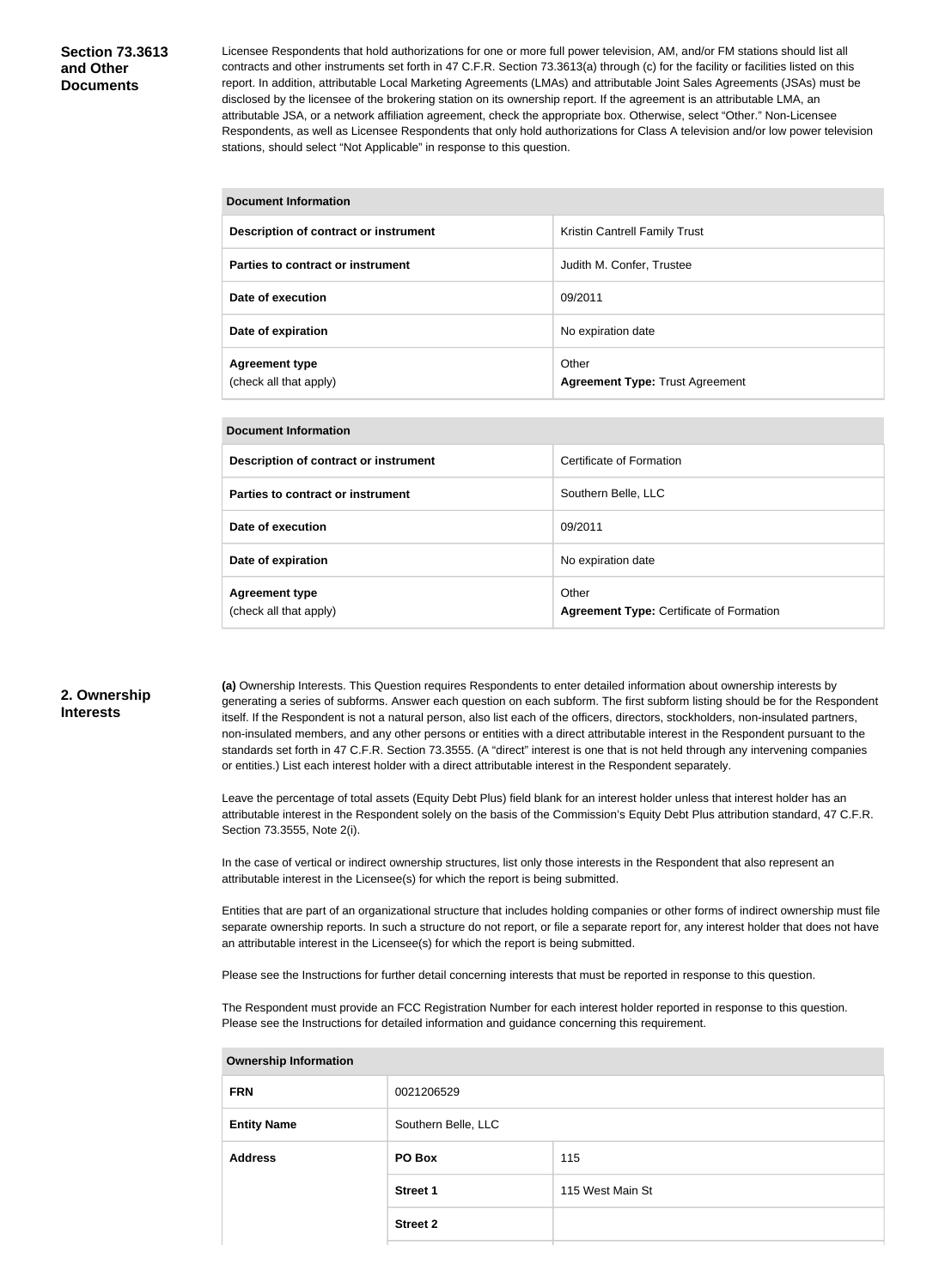## Section 73.3613 and Other Documents

Licensee Respondents that hold authorizations for one or more full power television, AM, and/or FM stations should list all contracts and other instruments set forth in 47 C.F.R. Section 73.3613(a) through (c) for the facility or facilities listed on this report. In addition, attributable Local Marketing Agreements (LMAs) and attributable Joint Sales Agreements (JSAs) must be disclosed by the licensee of the brokering station on its ownership report. If the agreement is an attributable LMA, an attributable JSA, or a network affiliation agreement, check the appropriate box. Otherwise, select "Other." Non-Licensee Respondents, as well as Licensee Respondents that only hold authorizations for Class A television and/or low power television stations, should select "Not Applicable" in response to this question.

| Document Information | |
|---|---|
| **Description of contract or instrument** | Kristin Cantrell Family Trust |
| **Parties to contract or instrument** | Judith M. Confer, Trustee |
| **Date of execution** | 09/2011 |
| **Date of expiration** | No expiration date |
| **Agreement type** (check all that apply) | Other **Agreement Type:** Trust Agreement |

| Document Information | |
|---|---|
| **Description of contract or instrument** | Certificate of Formation |
| **Parties to contract or instrument** | Southern Belle, LLC |
| **Date of execution** | 09/2011 |
| **Date of expiration** | No expiration date |
| **Agreement type** (check all that apply) | Other **Agreement Type:** Certificate of Formation |

## 2. Ownership Interests

**(a)** Ownership Interests. This Question requires Respondents to enter detailed information about ownership interests by generating a series of subforms. Answer each question on each subform. The first subform listing should be for the Respondent itself. If the Respondent is not a natural person, also list each of the officers, directors, stockholders, non-insulated partners, non-insulated members, and any other persons or entities with a direct attributable interest in the Respondent pursuant to the standards set forth in 47 C.F.R. Section 73.3555. (A "direct" interest is one that is not held through any intervening companies or entities.) List each interest holder with a direct attributable interest in the Respondent separately.

Leave the percentage of total assets (Equity Debt Plus) field blank for an interest holder unless that interest holder has an attributable interest in the Respondent solely on the basis of the Commission's Equity Debt Plus attribution standard, 47 C.F.R. Section 73.3555, Note 2(i).

In the case of vertical or indirect ownership structures, list only those interests in the Respondent that also represent an attributable interest in the Licensee(s) for which the report is being submitted.

Entities that are part of an organizational structure that includes holding companies or other forms of indirect ownership must file separate ownership reports. In such a structure do not report, or file a separate report for, any interest holder that does not have an attributable interest in the Licensee(s) for which the report is being submitted.

Please see the Instructions for further detail concerning interests that must be reported in response to this question.

The Respondent must provide an FCC Registration Number for each interest holder reported in response to this question. Please see the Instructions for detailed information and guidance concerning this requirement.

| Ownership Information | | |
|---|---|---|
| **FRN** | 0021206529 | |
| **Entity Name** | Southern Belle, LLC | |
| **Address** | **PO Box** | 115 |
| | **Street 1** | 115 West Main St |
| | **Street 2** | |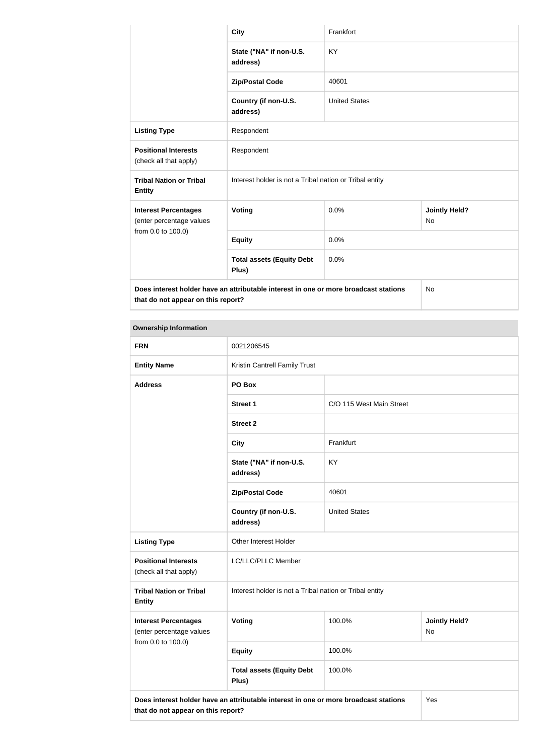| | | | |
|---|---|---|---|
| | City | Frankfort | |
| | State ("NA" if non-U.S. address) | KY | |
| | Zip/Postal Code | 40601 | |
| | Country (if non-U.S. address) | United States | |
| **Listing Type** | Respondent | | |
| **Positional Interests** (check all that apply) | Respondent | | |
| **Tribal Nation or Tribal Entity** | Interest holder is not a Tribal nation or Tribal entity | | |
| **Interest Percentages** (enter percentage values from 0.0 to 100.0) | **Voting** | 0.0% | **Jointly Held?** No |
| | **Equity** | 0.0% | |
| | **Total assets (Equity Debt Plus)** | 0.0% | |
| **Does interest holder have an attributable interest in one or more broadcast stations that do not appear on this report?** | | | No |

**Ownership Information**

| | | | |
|---|---|---|---|
| **FRN** | 0021206545 | | |
| **Entity Name** | Kristin Cantrell Family Trust | | |
| **Address** | **PO Box** | | |
| | **Street 1** | C/O 115 West Main Street | |
| | **Street 2** | | |
| | **City** | Frankfurt | |
| | **State ("NA" if non-U.S. address)** | KY | |
| | **Zip/Postal Code** | 40601 | |
| | **Country (if non-U.S. address)** | United States | |
| **Listing Type** | Other Interest Holder | | |
| **Positional Interests** (check all that apply) | LC/LLC/PLLC Member | | |
| **Tribal Nation or Tribal Entity** | Interest holder is not a Tribal nation or Tribal entity | | |
| **Interest Percentages** (enter percentage values from 0.0 to 100.0) | **Voting** | 100.0% | **Jointly Held?** No |
| | **Equity** | 100.0% | |
| | **Total assets (Equity Debt Plus)** | 100.0% | |
| **Does interest holder have an attributable interest in one or more broadcast stations that do not appear on this report?** | | | Yes |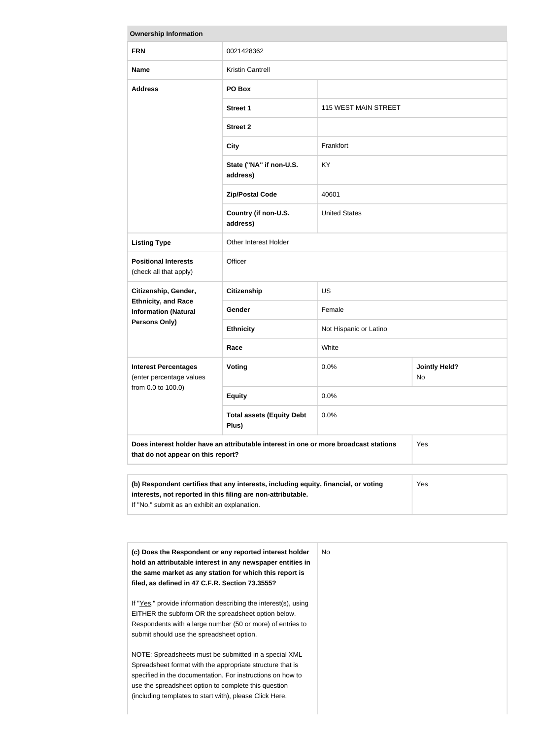| Ownership Information | | | |
|---|---|---|---|
| **FRN** | 0021428362 | | |
| **Name** | Kristin Cantrell | | |
| **Address** | **PO Box** | | |
| | **Street 1** | 115 WEST MAIN STREET | |
| | **Street 2** | | |
| | **City** | Frankfort | |
| | **State ("NA" if non-U.S. address)** | KY | |
| | **Zip/Postal Code** | 40601 | |
| | **Country (if non-U.S. address)** | United States | |
| **Listing Type** | Other Interest Holder | | |
| **Positional Interests** (check all that apply) | Officer | | |
| **Citizenship, Gender, Ethnicity, and Race Information (Natural Persons Only)** | **Citizenship** | US | |
| | **Gender** | Female | |
| | **Ethnicity** | Not Hispanic or Latino | |
| | **Race** | White | |
| **Interest Percentages** (enter percentage values from 0.0 to 100.0) | **Voting** | 0.0% | **Jointly Held?** No |
| | **Equity** | 0.0% | |
| | **Total assets (Equity Debt Plus)** | 0.0% | |
| **Does interest holder have an attributable interest in one or more broadcast stations that do not appear on this report?** | | | Yes |

| | |
|---|---|
| **(b) Respondent certifies that any interests, including equity, financial, or voting interests, not reported in this filing are non-attributable.** If "No," submit as an exhibit an explanation. | Yes |

| | |
|---|---|
| **(c) Does the Respondent or any reported interest holder hold an attributable interest in any newspaper entities in the same market as any station for which this report is filed, as defined in 47 C.F.R. Section 73.3555?**<br><br>If "Yes," provide information describing the interest(s), using EITHER the subform OR the spreadsheet option below. Respondents with a large number (50 or more) of entries to submit should use the spreadsheet option.<br><br>NOTE: Spreadsheets must be submitted in a special XML Spreadsheet format with the appropriate structure that is specified in the documentation. For instructions on how to use the spreadsheet option to complete this question (including templates to start with), please Click Here. | No |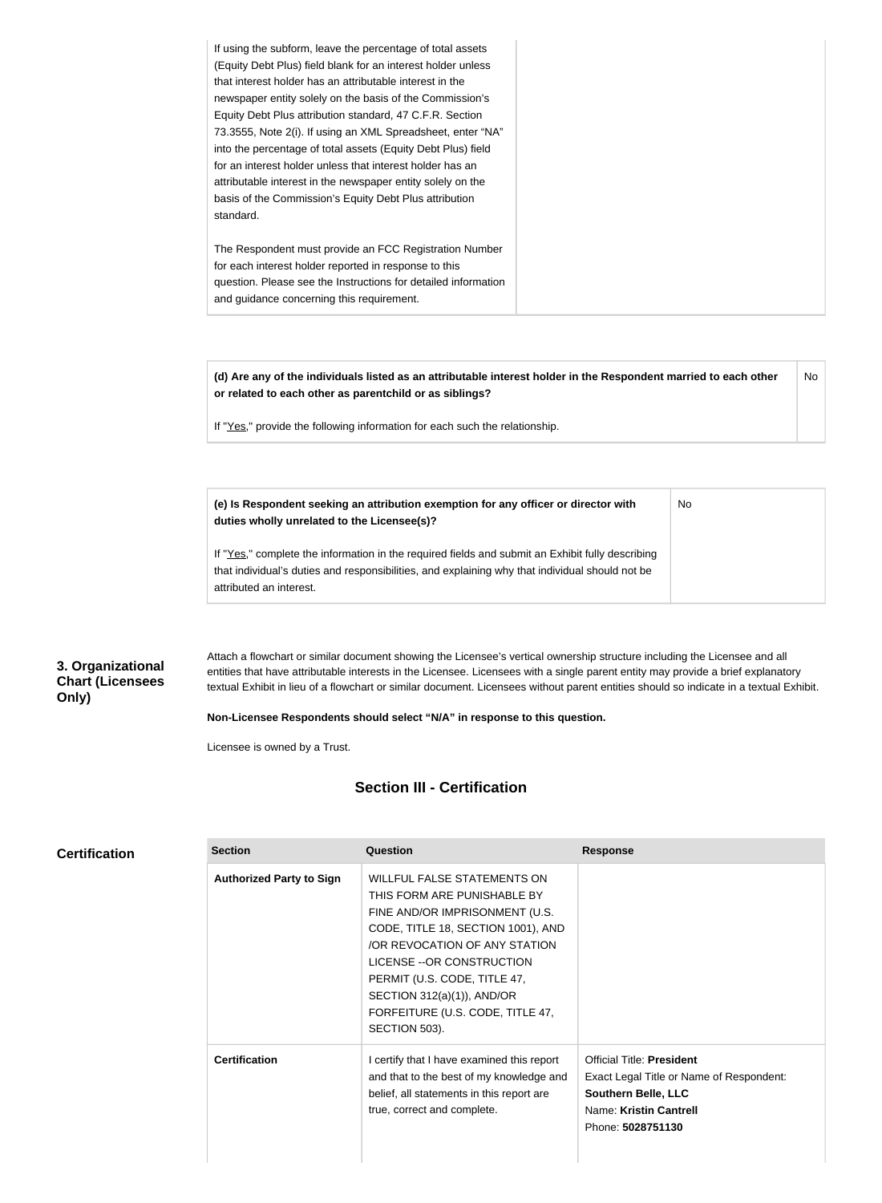| | |
|---|---|
| If using the subform, leave the percentage of total assets (Equity Debt Plus) field blank for an interest holder unless that interest holder has an attributable interest in the newspaper entity solely on the basis of the Commission's Equity Debt Plus attribution standard, 47 C.F.R. Section 73.3555, Note 2(i). If using an XML Spreadsheet, enter "NA" into the percentage of total assets (Equity Debt Plus) field for an interest holder unless that interest holder has an attributable interest in the newspaper entity solely on the basis of the Commission's Equity Debt Plus attribution standard.<br><br>The Respondent must provide an FCC Registration Number for each interest holder reported in response to this question. Please see the Instructions for detailed information and guidance concerning this requirement. | |

| | |
|---|---|
| **(d) Are any of the individuals listed as an attributable interest holder in the Respondent married to each other or related to each other as parentchild or as siblings?**<br><br>If "Yes," provide the following information for each such the relationship. | No |

| | |
|---|---|
| **(e) Is Respondent seeking an attribution exemption for any officer or director with duties wholly unrelated to the Licensee(s)?**<br><br>If "Yes," complete the information in the required fields and submit an Exhibit fully describing that individual's duties and responsibilities, and explaining why that individual should not be attributed an interest. | No |

**3. Organizational Chart (Licensees Only)**

Attach a flowchart or similar document showing the Licensee's vertical ownership structure including the Licensee and all entities that have attributable interests in the Licensee. Licensees with a single parent entity may provide a brief explanatory textual Exhibit in lieu of a flowchart or similar document. Licensees without parent entities should so indicate in a textual Exhibit.

**Non-Licensee Respondents should select "N/A" in response to this question.**

Licensee is owned by a Trust.

## Section III - Certification

**Certification**

| Section | Question | Response |
|---|---|---|
| **Authorized Party to Sign** | WILLFUL FALSE STATEMENTS ON THIS FORM ARE PUNISHABLE BY FINE AND/OR IMPRISONMENT (U.S. CODE, TITLE 18, SECTION 1001), AND /OR REVOCATION OF ANY STATION LICENSE --OR CONSTRUCTION PERMIT (U.S. CODE, TITLE 47, SECTION 312(a)(1)), AND/OR FORFEITURE (U.S. CODE, TITLE 47, SECTION 503). | |
| **Certification** | I certify that I have examined this report and that to the best of my knowledge and belief, all statements in this report are true, correct and complete. | Official Title: **President**<br>Exact Legal Title or Name of Respondent: **Southern Belle, LLC**<br>Name: **Kristin Cantrell**<br>Phone: **5028751130** |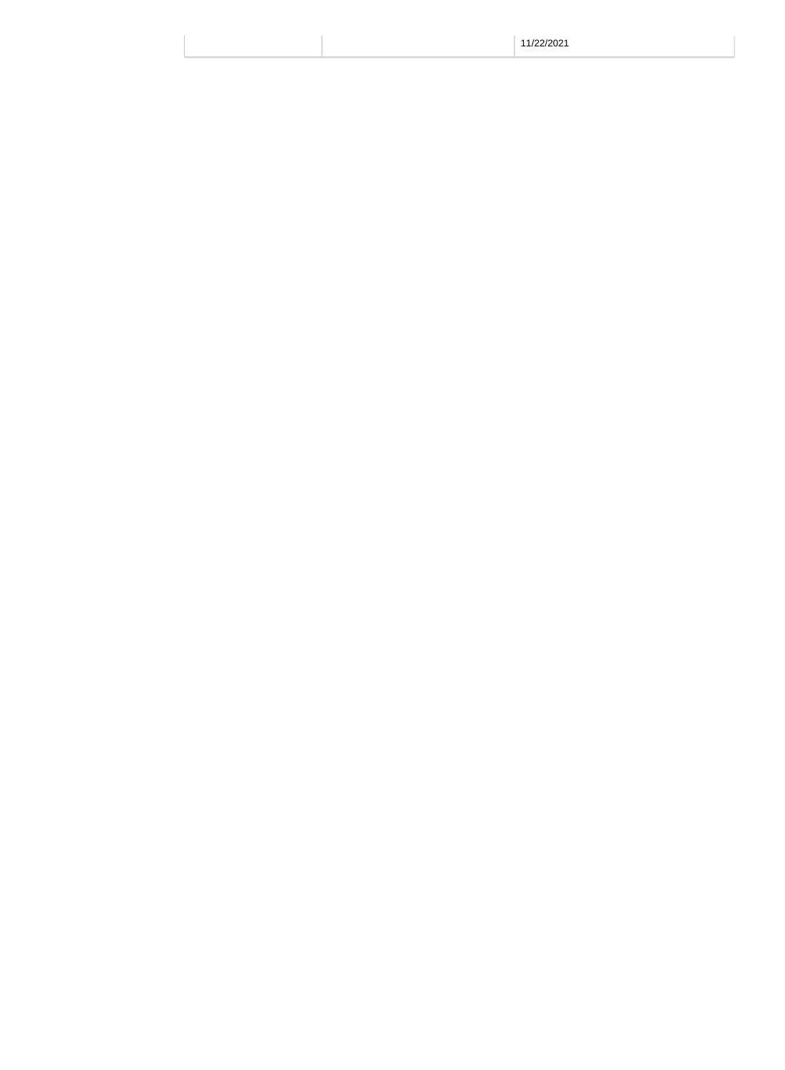| | | |
|---|---|---|
| | | 11/22/2021 |